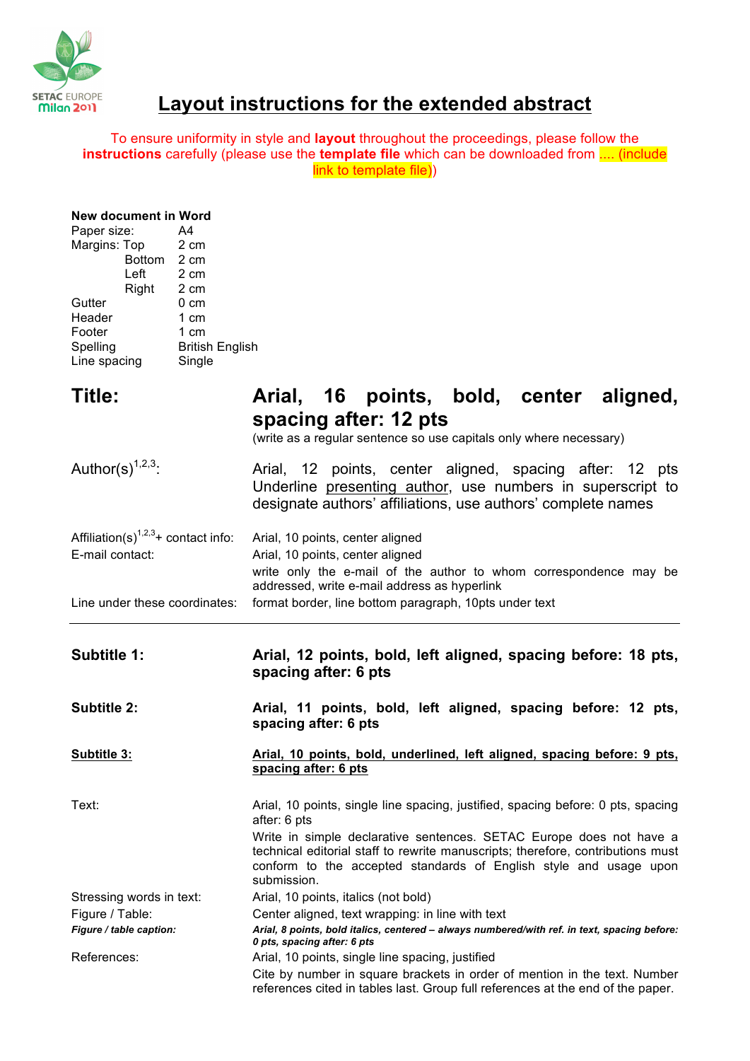SETAC EUROPE
Milan 2011

# Layout instructions for the extended abstract

To ensure uniformity in style and **layout** throughout the proceedings, please follow the **instructions** carefully (please use the **template file** which can be downloaded from .... (include link to template file))

**New document in Word**

| | |
|---|---|
| Paper size: | A4 |
| Margins: Top | 2 cm |
| Bottom | 2 cm |
| Left | 2 cm |
| Right | 2 cm |
| Gutter | 0 cm |
| Header | 1 cm |
| Footer | 1 cm |
| Spelling | British English |
| Line spacing | Single |

## Title: Arial, 16 points, bold, center aligned, spacing after: 12 pts

(write as a regular sentence so use capitals only where necessary)

Author(s)[1,2,3]: Arial, 12 points, center aligned, spacing after: 12 pts Underline presenting author, use numbers in superscript to designate authors' affiliations, use authors' complete names

Affiliation(s)[1,2,3] + contact info: Arial, 10 points, center aligned

E-mail contact: Arial, 10 points, center aligned

write only the e-mail of the author to whom correspondence may be addressed, write e-mail address as hyperlink

Line under these coordinates: format border, line bottom paragraph, 10pts under text

---

**Subtitle 1:** **Arial, 12 points, bold, left aligned, spacing before: 18 pts, spacing after: 6 pts**

**Subtitle 2:** **Arial, 11 points, bold, left aligned, spacing before: 12 pts, spacing after: 6 pts**

**Subtitle 3:** **Arial, 10 points, bold, underlined, left aligned, spacing before: 9 pts, spacing after: 6 pts**

Text: Arial, 10 points, single line spacing, justified, spacing before: 0 pts, spacing after: 6 pts

Write in simple declarative sentences. SETAC Europe does not have a technical editorial staff to rewrite manuscripts; therefore, contributions must conform to the accepted standards of English style and usage upon submission.

Stressing words in text: Arial, 10 points, italics (not bold)

Figure / Table: Center aligned, text wrapping: in line with text

***Figure / table caption:*** ***Arial, 8 points, bold italics, centered – always numbered/with ref. in text, spacing before: 0 pts, spacing after: 6 pts***

References: Arial, 10 points, single line spacing, justified

Cite by number in square brackets in order of mention in the text. Number references cited in tables last. Group full references at the end of the paper.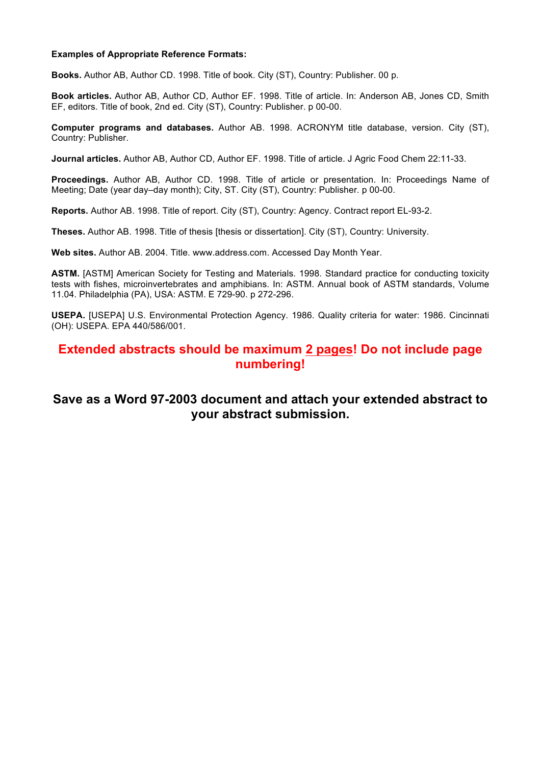**Examples of Appropriate Reference Formats:**

**Books.** Author AB, Author CD. 1998. Title of book. City (ST), Country: Publisher. 00 p.

**Book articles.** Author AB, Author CD, Author EF. 1998. Title of article. In: Anderson AB, Jones CD, Smith EF, editors. Title of book, 2nd ed. City (ST), Country: Publisher. p 00-00.

**Computer programs and databases.** Author AB. 1998. ACRONYM title database, version. City (ST), Country: Publisher.

**Journal articles.** Author AB, Author CD, Author EF. 1998. Title of article. J Agric Food Chem 22:11-33.

**Proceedings.** Author AB, Author CD. 1998. Title of article or presentation. In: Proceedings Name of Meeting; Date (year day–day month); City, ST. City (ST), Country: Publisher. p 00-00.

**Reports.** Author AB. 1998. Title of report. City (ST), Country: Agency. Contract report EL-93-2.

**Theses.** Author AB. 1998. Title of thesis [thesis or dissertation]. City (ST), Country: University.

**Web sites.** Author AB. 2004. Title. www.address.com. Accessed Day Month Year.

**ASTM.** [ASTM] American Society for Testing and Materials. 1998. Standard practice for conducting toxicity tests with fishes, microinvertebrates and amphibians. In: ASTM. Annual book of ASTM standards, Volume 11.04. Philadelphia (PA), USA: ASTM. E 729-90. p 272-296.

**USEPA.** [USEPA] U.S. Environmental Protection Agency. 1986. Quality criteria for water: 1986. Cincinnati (OH): USEPA. EPA 440/586/001.

## Extended abstracts should be maximum 2 pages! Do not include page numbering!

## Save as a Word 97-2003 document and attach your extended abstract to your abstract submission.